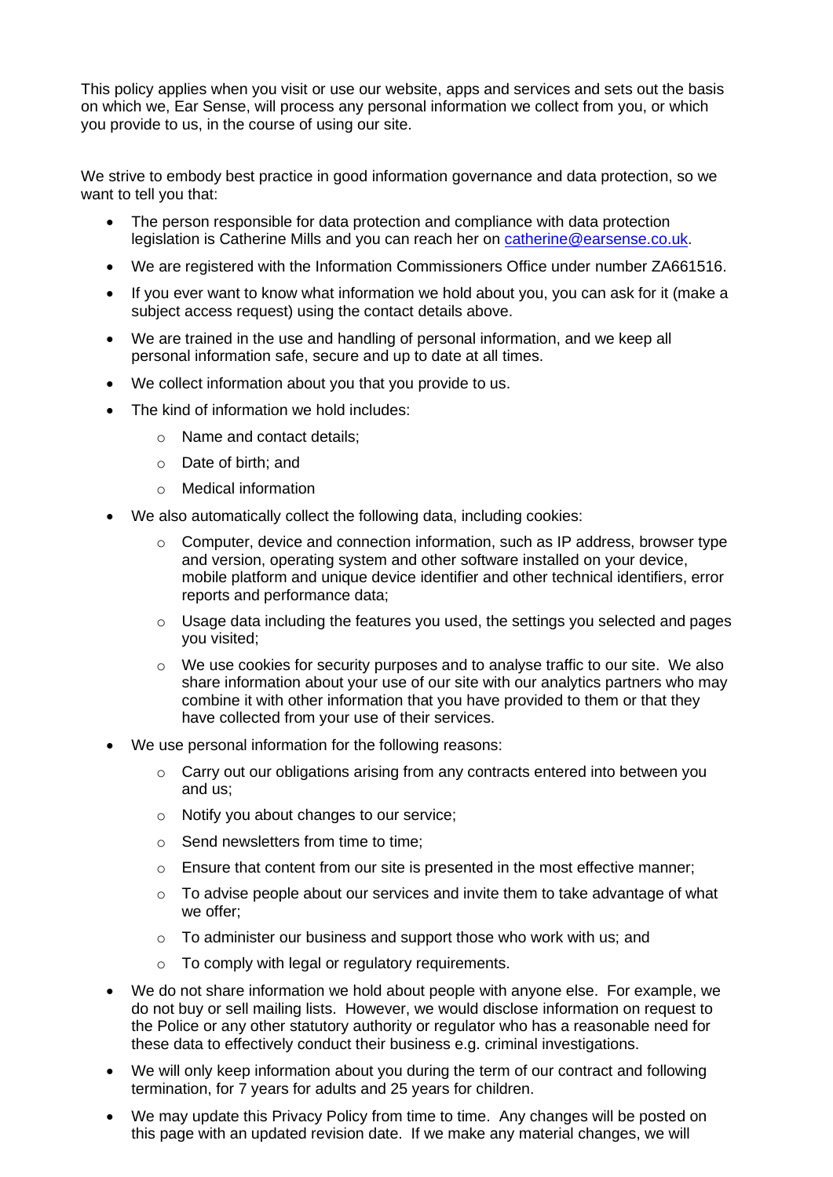This policy applies when you visit or use our website, apps and services and sets out the basis on which we, Ear Sense, will process any personal information we collect from you, or which you provide to us, in the course of using our site.

We strive to embody best practice in good information governance and data protection, so we want to tell you that:

- The person responsible for data protection and compliance with data protection legislation is Catherine Mills and you can reach her on [catherine@earsense.co.uk](mailto:catherine@earsense.co.uk).
- We are registered with the Information Commissioners Office under number ZA661516.
- If you ever want to know what information we hold about you, you can ask for it (make a subject access request) using the contact details above.
- We are trained in the use and handling of personal information, and we keep all personal information safe, secure and up to date at all times.
- We collect information about you that you provide to us.
- The kind of information we hold includes:
  - Name and contact details;
  - Date of birth; and
  - Medical information
- We also automatically collect the following data, including cookies:
  - Computer, device and connection information, such as IP address, browser type and version, operating system and other software installed on your device, mobile platform and unique device identifier and other technical identifiers, error reports and performance data;
  - Usage data including the features you used, the settings you selected and pages you visited;
  - We use cookies for security purposes and to analyse traffic to our site. We also share information about your use of our site with our analytics partners who may combine it with other information that you have provided to them or that they have collected from your use of their services.
- We use personal information for the following reasons:
  - Carry out our obligations arising from any contracts entered into between you and us;
  - Notify you about changes to our service;
  - Send newsletters from time to time;
  - Ensure that content from our site is presented in the most effective manner;
  - To advise people about our services and invite them to take advantage of what we offer;
  - To administer our business and support those who work with us; and
  - To comply with legal or regulatory requirements.
- We do not share information we hold about people with anyone else. For example, we do not buy or sell mailing lists. However, we would disclose information on request to the Police or any other statutory authority or regulator who has a reasonable need for these data to effectively conduct their business e.g. criminal investigations.
- We will only keep information about you during the term of our contract and following termination, for 7 years for adults and 25 years for children.
- We may update this Privacy Policy from time to time. Any changes will be posted on this page with an updated revision date. If we make any material changes, we will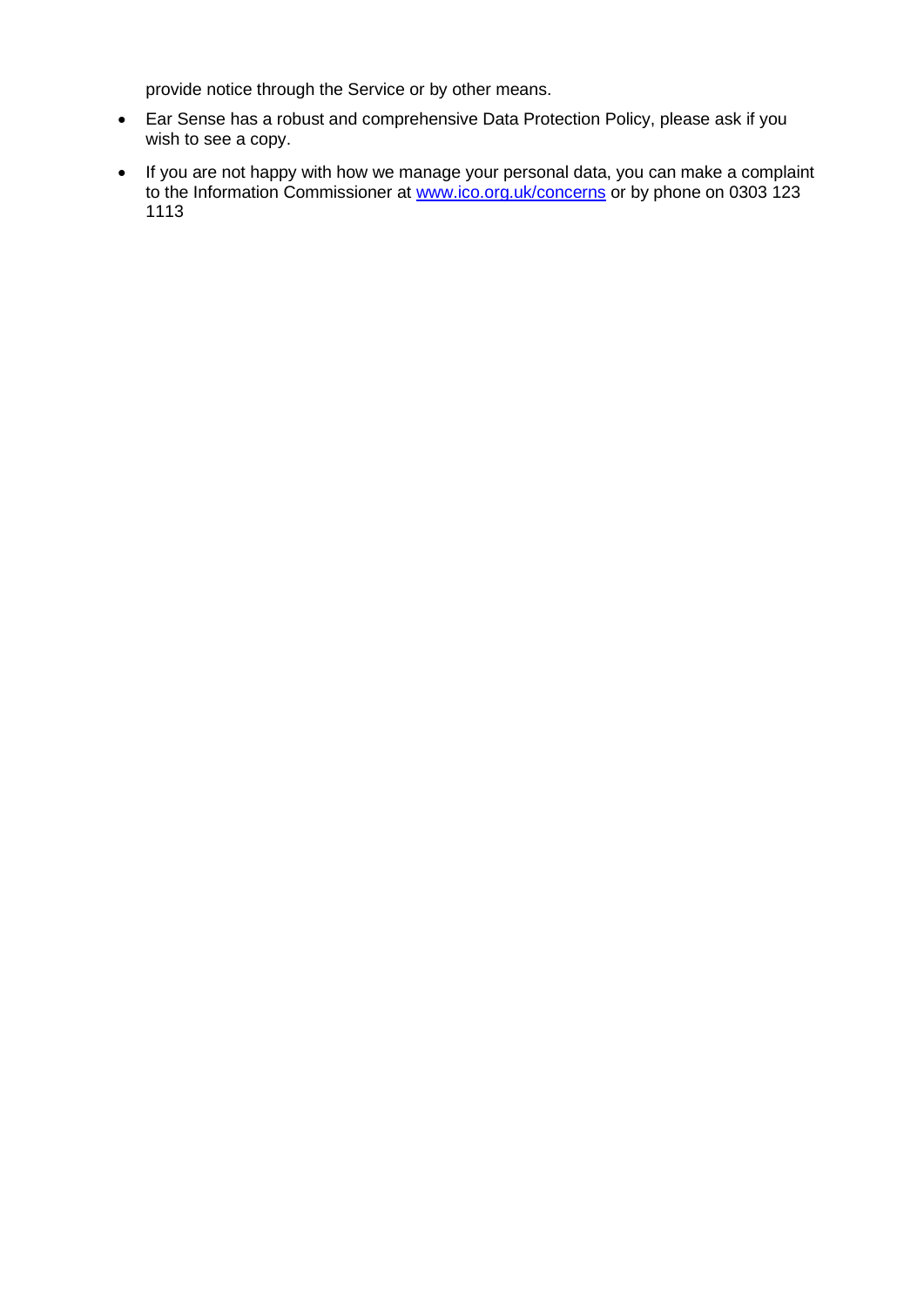provide notice through the Service or by other means.

- Ear Sense has a robust and comprehensive Data Protection Policy, please ask if you wish to see a copy.
- If you are not happy with how we manage your personal data, you can make a complaint to the Information Commissioner at [www.ico.org.uk/concerns](http://www.ico.org.uk/concerns) or by phone on 0303 123 1113